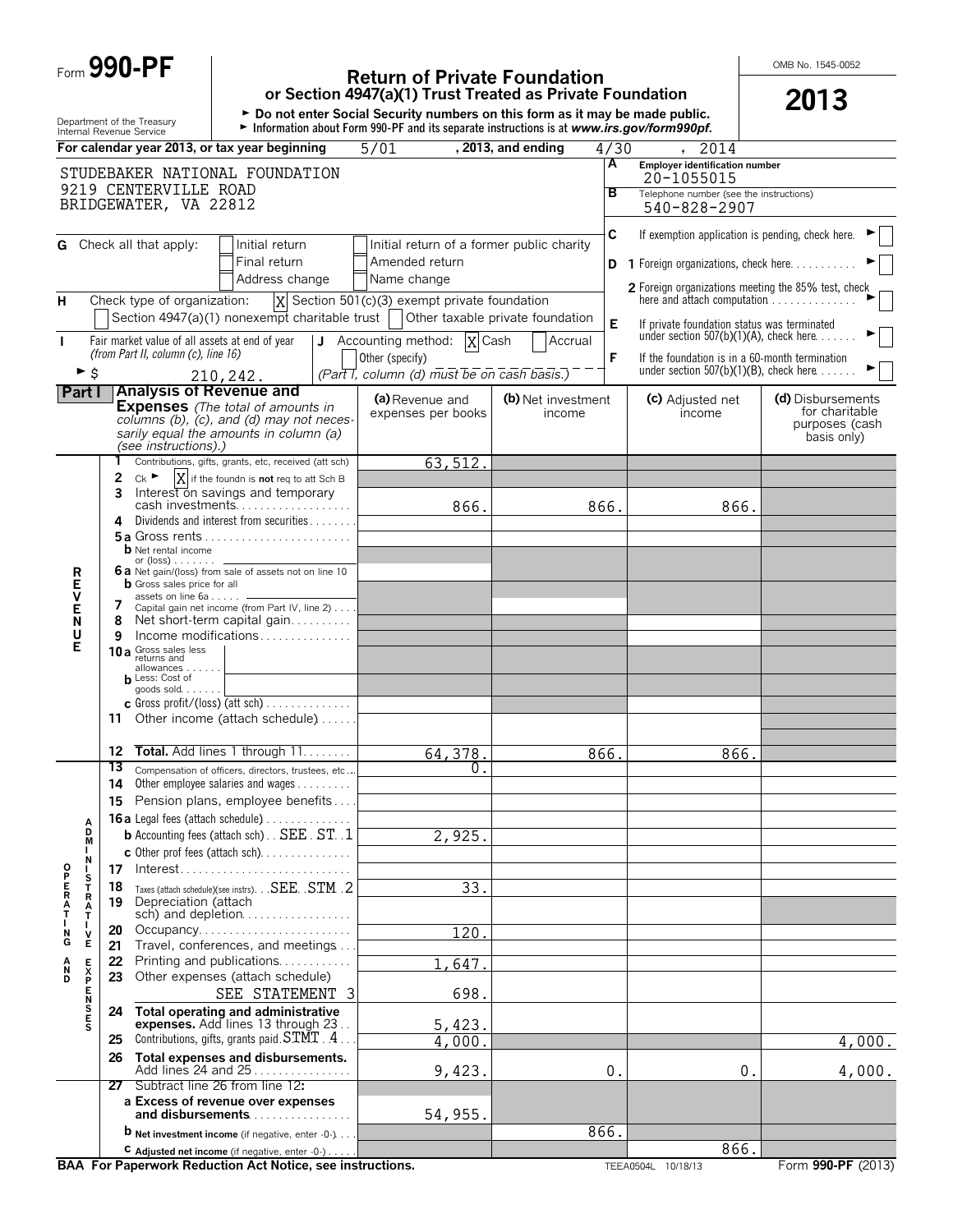Form **990-PF**

Department of the Treasury
Internal Revenue Service

# Return of Private Foundation

## or Section 4947(a)(1) Trust Treated as Private Foundation

► Do not enter Social Security numbers on this form as it may be made public.
► Information about Form 990-PF and its separate instructions is at *www.irs.gov/form990pf.*

OMB No. 1545-0052

**2013**

For calendar year 2013, or tax year beginning 5/01 , 2013, and ending 4/30 , 2014

STUDEBAKER NATIONAL FOUNDATION
9219 CENTERVILLE ROAD
BRIDGEWATER, VA 22812

**A** Employer identification number: 20-1055015

**B** Telephone number (see the instructions): 540-828-2907

**C** If exemption application is pending, check here ► [ ]

**D** 1 Foreign organizations, check here ► [ ]

2 Foreign organizations meeting the 85% test, check here and attach computation ► [ ]

**E** If private foundation status was terminated under section 507(b)(1)(A), check here ► [ ]

**F** If the foundation is in a 60-month termination under section 507(b)(1)(B), check here ► [ ]

**G** Check all that apply: [ ] Initial return [ ] Initial return of a former public charity [ ] Final return [ ] Amended return [ ] Address change [ ] Name change

**H** Check type of organization: [X] Section 501(c)(3) exempt private foundation [ ] Section 4947(a)(1) nonexempt charitable trust [ ] Other taxable private foundation

**I** Fair market value of all assets at end of year (from Part II, column (c), line 16) ► $ 210,242.

**J** Accounting method: [X] Cash [ ] Accrual [ ] Other (specify) (Part I, column (d) must be on cash basis.)

**Part I Analysis of Revenue and Expenses** *(The total of amounts in columns (b), (c), and (d) may not necessarily equal the amounts in column (a) (see instructions).)*

| | | (a) Revenue and expenses per books | (b) Net investment income | (c) Adjusted net income | (d) Disbursements for charitable purposes (cash basis only) |
|---|---|---|---|---|---|
| **REVENUE** | 1 Contributions, gifts, grants, etc, received (att sch) | 63,512. | | | |
| | 2 Ck ► [X] if the foundn is **not** req to att Sch B | | | | |
| | 3 Interest on savings and temporary cash investments | 866. | 866. | 866. | |
| | 4 Dividends and interest from securities | | | | |
| | 5a Gross rents | | | | |
| | b Net rental income or (loss) | | | | |
| | 6a Net gain/(loss) from sale of assets not on line 10 | | | | |
| | b Gross sales price for all assets on line 6a | | | | |
| | 7 Capital gain net income (from Part IV, line 2) | | | | |
| | 8 Net short-term capital gain | | | | |
| | 9 Income modifications | | | | |
| | 10a Gross sales less returns and allowances | | | | |
| | b Less: Cost of goods sold | | | | |
| | c Gross profit/(loss) (att sch) | | | | |
| | 11 Other income (attach schedule) | | | | |
| | 12 **Total.** Add lines 1 through 11 | 64,378. | 866. | 866. | |
| **OPERATING AND ADMINISTRATIVE EXPENSES** | 13 Compensation of officers, directors, trustees, etc | 0. | | | |
| | 14 Other employee salaries and wages | | | | |
| | 15 Pension plans, employee benefits | | | | |
| | 16a Legal fees (attach schedule) | | | | |
| | b Accounting fees (attach sch) SEE ST 1 | 2,925. | | | |
| | c Other prof fees (attach sch) | | | | |
| | 17 Interest | | | | |
| | 18 Taxes (attach schedule)(see instrs) SEE STM 2 | 33. | | | |
| | 19 Depreciation (attach sch) and depletion | | | | |
| | 20 Occupancy | 120. | | | |
| | 21 Travel, conferences, and meetings | | | | |
| | 22 Printing and publications | 1,647. | | | |
| | 23 Other expenses (attach schedule) SEE STATEMENT 3 | 698. | | | |
| | 24 **Total operating and administrative expenses.** Add lines 13 through 23 | 5,423. | | | |
| | 25 Contributions, gifts, grants paid STMT 4 | 4,000. | | | 4,000. |
| | 26 **Total expenses and disbursements.** Add lines 24 and 25 | 9,423. | 0. | 0. | 4,000. |
| | 27 Subtract line 26 from line 12: | | | | |
| | a **Excess of revenue over expenses and disbursements** | 54,955. | | | |
| | b **Net investment income** (if negative, enter -0-) | | 866. | | |
| | c **Adjusted net income** (if negative, enter -0-) | | | 866. | |

**BAA For Paperwork Reduction Act Notice, see instructions.** TEEA0504L 10/18/13 Form **990-PF** (2013)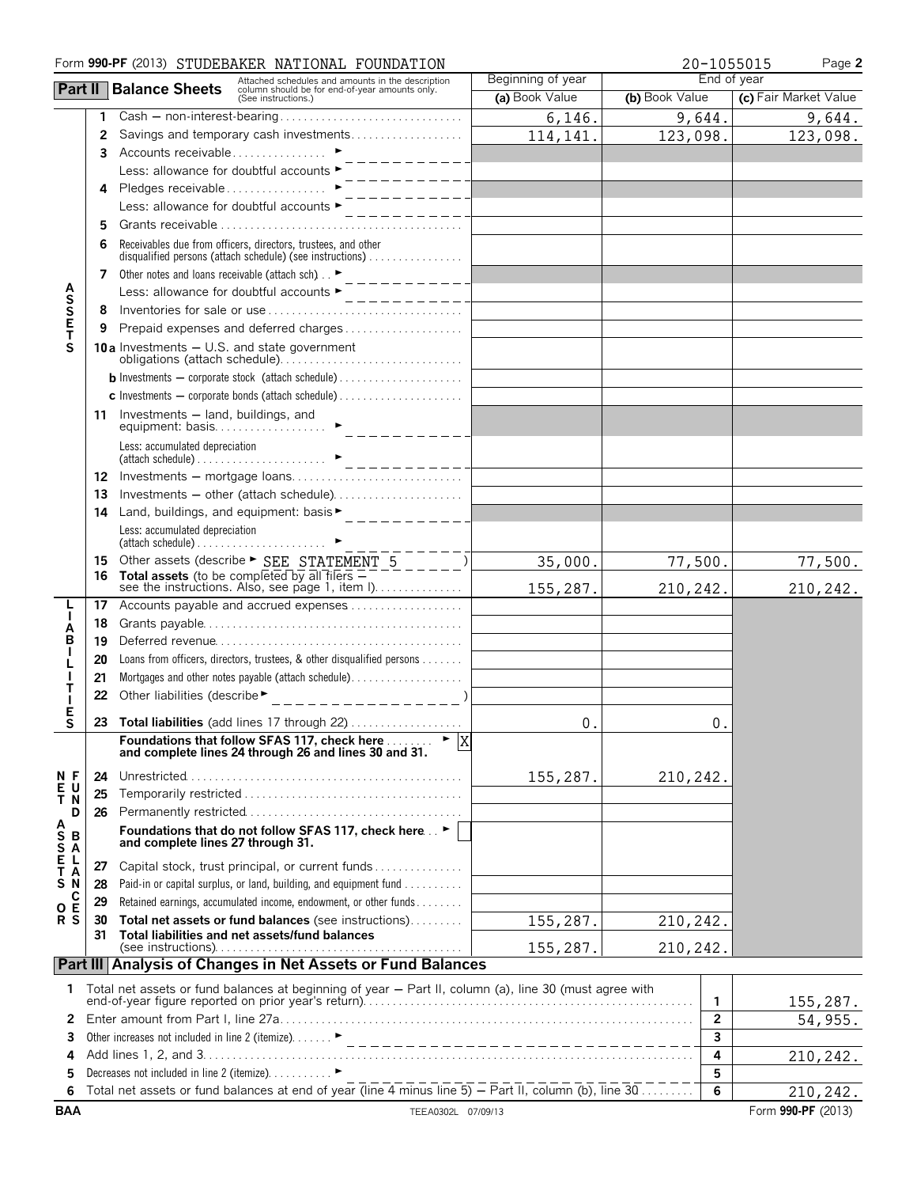Form **990-PF** (2013) STUDEBAKER NATIONAL FOUNDATION 20-1055015 Page **2**

## Part II Balance Sheets

Attached schedules and amounts in the description column should be for end-of-year amounts only. (See instructions.)

| | | | Beginning of year | End of year | |
|---|---|---|---|---|---|
| | | | (a) Book Value | (b) Book Value | (c) Fair Market Value |
| **ASSETS** | 1 | Cash – non-interest-bearing | 6,146. | 9,644. | 9,644. |
| | 2 | Savings and temporary cash investments | 114,141. | 123,098. | 123,098. |
| | 3 | Accounts receivable ► | | | |
| | | Less: allowance for doubtful accounts ► | | | |
| | 4 | Pledges receivable ► | | | |
| | | Less: allowance for doubtful accounts ► | | | |
| | 5 | Grants receivable | | | |
| | 6 | Receivables due from officers, directors, trustees, and other disqualified persons (attach schedule) (see instructions) | | | |
| | 7 | Other notes and loans receivable (attach sch) ► | | | |
| | | Less: allowance for doubtful accounts ► | | | |
| | 8 | Inventories for sale or use | | | |
| | 9 | Prepaid expenses and deferred charges | | | |
| | 10a | Investments – U.S. and state government obligations (attach schedule) | | | |
| | b | Investments – corporate stock (attach schedule) | | | |
| | c | Investments – corporate bonds (attach schedule) | | | |
| | 11 | Investments – land, buildings, and equipment: basis ► | | | |
| | | Less: accumulated depreciation (attach schedule) ► | | | |
| | 12 | Investments – mortgage loans | | | |
| | 13 | Investments – other (attach schedule) | | | |
| | 14 | Land, buildings, and equipment: basis ► | | | |
| | | Less: accumulated depreciation (attach schedule) ► | | | |
| | 15 | Other assets (describe ► SEE STATEMENT 5 ) | 35,000. | 77,500. | 77,500. |
| | 16 | **Total assets** (to be completed by all filers – see the instructions. Also, see page 1, item I) | 155,287. | 210,242. | 210,242. |
| **LIABILITIES** | 17 | Accounts payable and accrued expenses | | | |
| | 18 | Grants payable | | | |
| | 19 | Deferred revenue | | | |
| | 20 | Loans from officers, directors, trustees, & other disqualified persons | | | |
| | 21 | Mortgages and other notes payable (attach schedule) | | | |
| | 22 | Other liabilities (describe ► ) | | | |
| | 23 | **Total liabilities** (add lines 17 through 22) | 0. | 0. | |
| **NET ASSETS OR FUND BALANCES** | | **Foundations that follow SFAS 117, check here** ► [X] **and complete lines 24 through 26 and lines 30 and 31.** | | | |
| | 24 | Unrestricted | 155,287. | 210,242. | |
| | 25 | Temporarily restricted | | | |
| | 26 | Permanently restricted | | | |
| | | **Foundations that do not follow SFAS 117, check here** ► [ ] **and complete lines 27 through 31.** | | | |
| | 27 | Capital stock, trust principal, or current funds | | | |
| | 28 | Paid-in or capital surplus, or land, building, and equipment fund | | | |
| | 29 | Retained earnings, accumulated income, endowment, or other funds | | | |
| | 30 | **Total net assets or fund balances** (see instructions) | 155,287. | 210,242. | |
| | 31 | **Total liabilities and net assets/fund balances** (see instructions) | 155,287. | 210,242. | |

## Part III Analysis of Changes in Net Assets or Fund Balances

| | | | |
|---|---|---|---|
| 1 | Total net assets or fund balances at beginning of year – Part II, column (a), line 30 (must agree with end-of-year figure reported on prior year's return) | 1 | 155,287. |
| 2 | Enter amount from Part I, line 27a | 2 | 54,955. |
| 3 | Other increases not included in line 2 (itemize) ► | 3 | |
| 4 | Add lines 1, 2, and 3 | 4 | 210,242. |
| 5 | Decreases not included in line 2 (itemize) ► | 5 | |
| 6 | Total net assets or fund balances at end of year (line 4 minus line 5) – Part II, column (b), line 30 | 6 | 210,242. |

BAA TEEA0302L 07/09/13 Form **990-PF** (2013)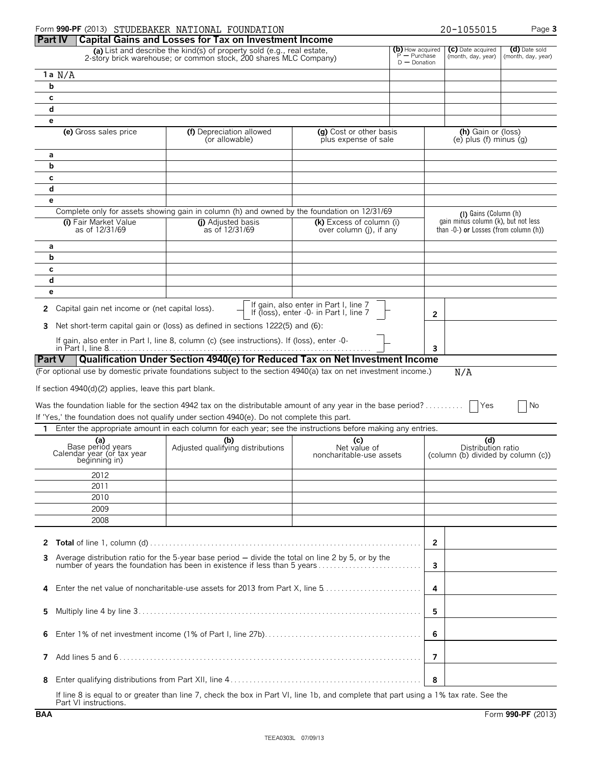Form **990-PF** (2013) STUDEBAKER NATIONAL FOUNDATION 20-1055015

## Part IV Capital Gains and Losses for Tax on Investment Income

| | (a) List and describe the kind(s) of property sold (e.g., real estate, 2-story brick warehouse; or common stock, 200 shares MLC Company) | (b) How acquired P — Purchase D — Donation | (c) Date acquired (month, day, year) | (d) Date sold (month, day, year) |
|---|---|---|---|---|
| 1a | N/A | | | |
| b | | | | |
| c | | | | |
| d | | | | |
| e | | | | |

| | (e) Gross sales price | (f) Depreciation allowed (or allowable) | (g) Cost or other basis plus expense of sale | (h) Gain or (loss) (e) plus (f) minus (g) |
|---|---|---|---|---|
| a | | | | |
| b | | | | |
| c | | | | |
| d | | | | |
| e | | | | |

Complete only for assets showing gain in column (h) and owned by the foundation on 12/31/69

| | (i) Fair Market Value as of 12/31/69 | (j) Adjusted basis as of 12/31/69 | (k) Excess of column (i) over column (j), if any | (l) Gains (Column (h) gain minus column (k), but not less than -0-) **or** Losses (from column (h)) |
|---|---|---|---|---|
| a | | | | |
| b | | | | |
| c | | | | |
| d | | | | |
| e | | | | |

**2** Capital gain net income or (net capital loss). If gain, also enter in Part I, line 7. If (loss), enter -0- in Part I, line 7 ..... **2**

**3** Net short-term capital gain or (loss) as defined in sections 1222(5) and (6):

If gain, also enter in Part I, line 8, column (c) (see instructions). If (loss), enter -0- in Part I, line 8 ..... **3**

## Part V Qualification Under Section 4940(e) for Reduced Tax on Net Investment Income

(For optional use by domestic private foundations subject to the section 4940(a) tax on net investment income.) N/A

If section 4940(d)(2) applies, leave this part blank.

Was the foundation liable for the section 4942 tax on the distributable amount of any year in the base period? ☐ Yes ☐ No

If 'Yes,' the foundation does not qualify under section 4940(e). Do not complete this part.

**1** Enter the appropriate amount in each column for each year; see the instructions before making any entries.

| (a) Base period years Calendar year (or tax year beginning in) | (b) Adjusted qualifying distributions | (c) Net value of noncharitable-use assets | (d) Distribution ratio (column (b) divided by column (c)) |
|---|---|---|---|
| 2012 | | | |
| 2011 | | | |
| 2010 | | | |
| 2009 | | | |
| 2008 | | | |

| | | | |
|---|---|---|---|
| **2** | **Total** of line 1, column (d) | **2** | |
| **3** | Average distribution ratio for the 5-year base period — divide the total on line 2 by 5, or by the number of years the foundation has been in existence if less than 5 years | **3** | |
| **4** | Enter the net value of noncharitable-use assets for 2013 from Part X, line 5 | **4** | |
| **5** | Multiply line 4 by line 3 | **5** | |
| **6** | Enter 1% of net investment income (1% of Part I, line 27b) | **6** | |
| **7** | Add lines 5 and 6 | **7** | |
| **8** | Enter qualifying distributions from Part XII, line 4 | **8** | |

If line 8 is equal to or greater than line 7, check the box in Part VI, line 1b, and complete that part using a 1% tax rate. See the Part VI instructions.

BAA Form **990-PF** (2013)

TEEA0303L 07/09/13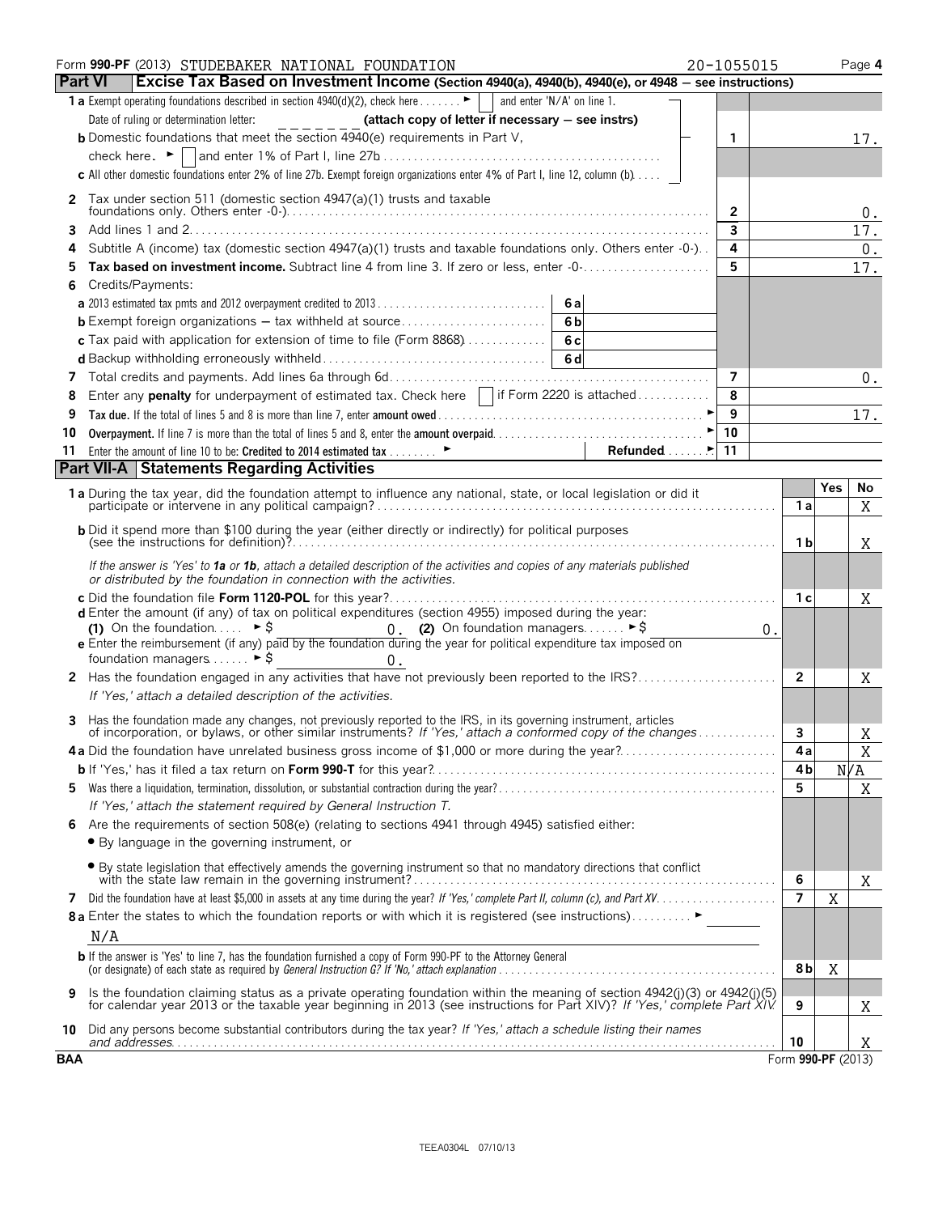Form **990-PF** (2013) STUDEBAKER NATIONAL FOUNDATION 20-1055015 Page **4**

## Part VI — Excise Tax Based on Investment Income (Section 4940(a), 4940(b), 4940(e), or 4948 — see instructions)

| Line | Description | | Line | Amount |
|---|---|---|---|---|
| **1 a** | Exempt operating foundations described in section 4940(d)(2), check here ► ☐ and enter 'N/A' on line 1. Date of ruling or determination letter: ______ **(attach copy of letter if necessary — see instrs)** | | | |
| **b** | Domestic foundations that meet the section 4940(e) requirements in Part V, check here. ► ☐ and enter 1% of Part I, line 27b | | 1 | 17. |
| **c** | All other domestic foundations enter 2% of line 27b. Exempt foreign organizations enter 4% of Part I, line 12, column (b) | | | |
| **2** | Tax under section 511 (domestic section 4947(a)(1) trusts and taxable foundations only. Others enter -0-) | | 2 | 0. |
| **3** | Add lines 1 and 2 | | 3 | 17. |
| **4** | Subtitle A (income) tax (domestic section 4947(a)(1) trusts and taxable foundations only. Others enter -0-) | | 4 | 0. |
| **5** | **Tax based on investment income.** Subtract line 4 from line 3. If zero or less, enter -0- | | 5 | 17. |
| **6** | Credits/Payments: | | | |
| **a** | 2013 estimated tax pmts and 2012 overpayment credited to 2013 | 6a | | |
| **b** | Exempt foreign organizations — tax withheld at source | 6b | | |
| **c** | Tax paid with application for extension of time to file (Form 8868) | 6c | | |
| **d** | Backup withholding erroneously withheld | 6d | | |
| **7** | Total credits and payments. Add lines 6a through 6d | | 7 | 0. |
| **8** | Enter any **penalty** for underpayment of estimated tax. Check here ☐ if Form 2220 is attached | | 8 | |
| **9** | **Tax due.** If the total of lines 5 and 8 is more than line 7, enter **amount owed** ► | | 9 | 17. |
| **10** | **Overpayment.** If line 7 is more than the total of lines 5 and 8, enter the **amount overpaid** ► | | 10 | |
| **11** | Enter the amount of line 10 to be: **Credited to 2014 estimated tax** ► | **Refunded** ► | 11 | |

## Part VII-A — Statements Regarding Activities

| Line | Question | | Yes | No |
|---|---|---|---|---|
| **1 a** | During the tax year, did the foundation attempt to influence any national, state, or local legislation or did it participate or intervene in any political campaign? | 1a | | X |
| **b** | Did it spend more than $100 during the year (either directly or indirectly) for political purposes (see the instructions for definition)? | 1b | | X |
| | *If the answer is 'Yes' to **1a** or **1b**, attach a detailed description of the activities and copies of any materials published or distributed by the foundation in connection with the activities.* | | | |
| **c** | Did the foundation file **Form 1120-POL** for this year? | 1c | | X |
| **d** | Enter the amount (if any) of tax on political expenditures (section 4955) imposed during the year: **(1)** On the foundation ► $ 0. **(2)** On foundation managers ► $ 0. | | | |
| **e** | Enter the reimbursement (if any) paid by the foundation during the year for political expenditure tax imposed on foundation managers ► $ 0. | | | |
| **2** | Has the foundation engaged in any activities that have not previously been reported to the IRS? *If 'Yes,' attach a detailed description of the activities.* | 2 | | X |
| **3** | Has the foundation made any changes, not previously reported to the IRS, in its governing instrument, articles of incorporation, or bylaws, or other similar instruments? *If 'Yes,' attach a conformed copy of the changes* | 3 | | X |
| **4 a** | Did the foundation have unrelated business gross income of $1,000 or more during the year? | 4a | | X |
| **b** | If 'Yes,' has it filed a tax return on **Form 990-T** for this year? | 4b | N/A | |
| **5** | Was there a liquidation, termination, dissolution, or substantial contraction during the year? *If 'Yes,' attach the statement required by General Instruction T.* | 5 | | X |
| **6** | Are the requirements of section 508(e) (relating to sections 4941 through 4945) satisfied either: • By language in the governing instrument, or • By state legislation that effectively amends the governing instrument so that no mandatory directions that conflict with the state law remain in the governing instrument? | 6 | | X |
| **7** | Did the foundation have at least $5,000 in assets at any time during the year? *If 'Yes,' complete Part II, column (c), and Part XV.* | 7 | X | |
| **8 a** | Enter the states to which the foundation reports or with which it is registered (see instructions) ► N/A | | | |
| **b** | If the answer is 'Yes' to line 7, has the foundation furnished a copy of Form 990-PF to the Attorney General (or designate) of each state as required by *General Instruction G? If 'No,' attach explanation* | 8b | X | |
| **9** | Is the foundation claiming status as a private operating foundation within the meaning of section 4942(j)(3) or 4942(j)(5) for calendar year 2013 or the taxable year beginning in 2013 (see instructions for Part XIV)? *If 'Yes,' complete Part XIV* | 9 | | X |
| **10** | Did any persons become substantial contributors during the tax year? *If 'Yes,' attach a schedule listing their names and addresses.* | 10 | | X |

**BAA** Form **990-PF** (2013)

TEEA0304L 07/10/13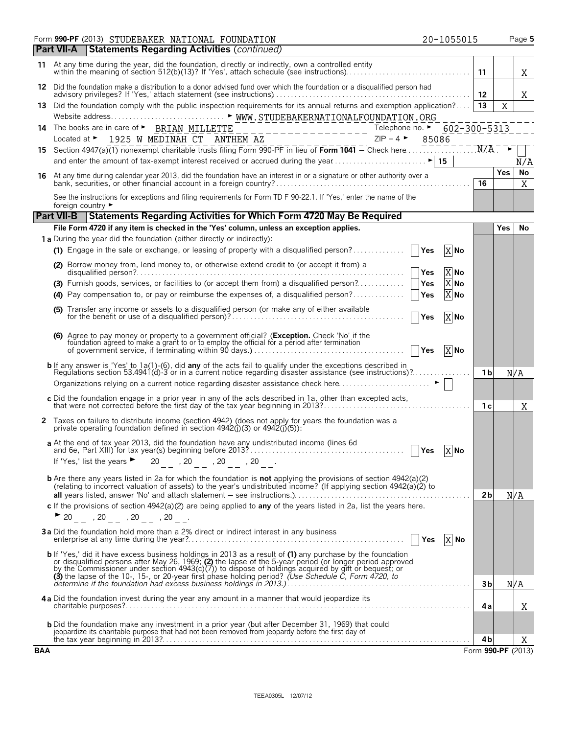Form **990-PF** (2013) STUDEBAKER NATIONAL FOUNDATION 20-1055015

## Part VII-A Statements Regarding Activities *(continued)*

| | | Line | Yes | No |
|---|---|---|---|---|
| **11** | At any time during the year, did the foundation, directly or indirectly, own a controlled entity within the meaning of section 512(b)(13)? If 'Yes', attach schedule (see instructions) | 11 | | X |
| **12** | Did the foundation make a distribution to a donor advised fund over which the foundation or a disqualified person had advisory privileges? If 'Yes,' attach statement (see instructions) | 12 | | X |
| **13** | Did the foundation comply with the public inspection requirements for its annual returns and exemption application? | 13 | X | |
| | Website address ► WWW.STUDEBAKERNATIONALFOUNDATION.ORG | | | |
| **14** | The books are in care of ► BRIAN MILLETTE Telephone no. ► 602-300-5313 | | | |
| | Located at ► 1925 W MEDINAH CT ANTHEM AZ ZIP + 4 ► 85086 | | | |
| **15** | Section 4947(a)(1) nonexempt charitable trusts filing Form 990-PF in lieu of **Form 1041** – Check here N/A ► ☐ | | | |
| | and enter the amount of tax-exempt interest received or accrued during the year ► 15 | | | N/A |
| | | | **Yes** | **No** |
| **16** | At any time during calendar year 2013, did the foundation have an interest in or a signature or other authority over a bank, securities, or other financial account in a foreign country? | 16 | | X |
| | See the instructions for exceptions and filing requirements for Form TD F 90-22.1. If 'Yes,' enter the name of the foreign country ► | | | |

## Part VII-B Statements Regarding Activities for Which Form 4720 May Be Required

**File Form 4720 if any item is checked in the 'Yes' column, unless an exception applies.**

| | | Line | Yes | No |
|---|---|---|---|---|
| **1 a** | During the year did the foundation (either directly or indirectly): | | | |
| | **(1)** Engage in the sale or exchange, or leasing of property with a disqualified person? ☐ Yes ☒ No | | | |
| | **(2)** Borrow money from, lend money to, or otherwise extend credit to (or accept it from) a disqualified person? ☐ Yes ☒ No | | | |
| | **(3)** Furnish goods, services, or facilities to (or accept them from) a disqualified person? ☐ Yes ☒ No | | | |
| | **(4)** Pay compensation to, or pay or reimburse the expenses of, a disqualified person? ☐ Yes ☒ No | | | |
| | **(5)** Transfer any income or assets to a disqualified person (or make any of either available for the benefit or use of a disqualified person)? ☐ Yes ☒ No | | | |
| | **(6)** Agree to pay money or property to a government official? (**Exception.** Check 'No' if the foundation agreed to make a grant to or to employ the official for a period after termination of government service, if terminating within 90 days.) ☐ Yes ☒ No | | | |
| **b** | If any answer is 'Yes' to 1a(1)-(6), did **any** of the acts fail to qualify under the exceptions described in Regulations section 53.4941(d)-3 or in a current notice regarding disaster assistance (see instructions)? | 1 b | N/A | |
| | Organizations relying on a current notice regarding disaster assistance check here ► ☐ | | | |
| **c** | Did the foundation engage in a prior year in any of the acts described in 1a, other than excepted acts, that were not corrected before the first day of the tax year beginning in 2013? | 1 c | | X |
| **2** | Taxes on failure to distribute income (section 4942) (does not apply for years the foundation was a private operating foundation defined in section 4942(j)(3) or 4942(j)(5)): | | | |
| **a** | At the end of tax year 2013, did the foundation have any undistributed income (lines 6d and 6e, Part XIII) for tax year(s) beginning before 2013? ☐ Yes ☒ No | | | |
| | If 'Yes,' list the years ► 20\_\_ , 20\_\_ , 20\_\_ , 20\_\_ . | | | |
| **b** | Are there any years listed in 2a for which the foundation is **not** applying the provisions of section 4942(a)(2) (relating to incorrect valuation of assets) to the year's undistributed income? (If applying section 4942(a)(2) to **all** years listed, answer 'No' and attach statement – see instructions.) | 2 b | N/A | |
| **c** | If the provisions of section 4942(a)(2) are being applied to **any** of the years listed in 2a, list the years here. | | | |
| | ► 20\_\_ , 20\_\_ , 20\_\_ , 20\_\_ . | | | |
| **3 a** | Did the foundation hold more than a 2% direct or indirect interest in any business enterprise at any time during the year? ☐ Yes ☒ No | | | |
| **b** | If 'Yes,' did it have excess business holdings in 2013 as a result of **(1)** any purchase by the foundation or disqualified persons after May 26, 1969; **(2)** the lapse of the 5-year period (or longer period approved by the Commissioner under section 4943(c)(7)) to dispose of holdings acquired by gift or bequest; or **(3)** the lapse of the 10-, 15-, or 20-year first phase holding period? *(Use Schedule C, Form 4720, to determine if the foundation had excess business holdings in 2013.)* | 3 b | N/A | |
| **4 a** | Did the foundation invest during the year any amount in a manner that would jeopardize its charitable purposes? | 4 a | | X |
| **b** | Did the foundation make any investment in a prior year (but after December 31, 1969) that could jeopardize its charitable purpose that had not been removed from jeopardy before the first day of the tax year beginning in 2013? | 4 b | | X |

BAA Form **990-PF** (2013)

TEEA0305L 12/07/12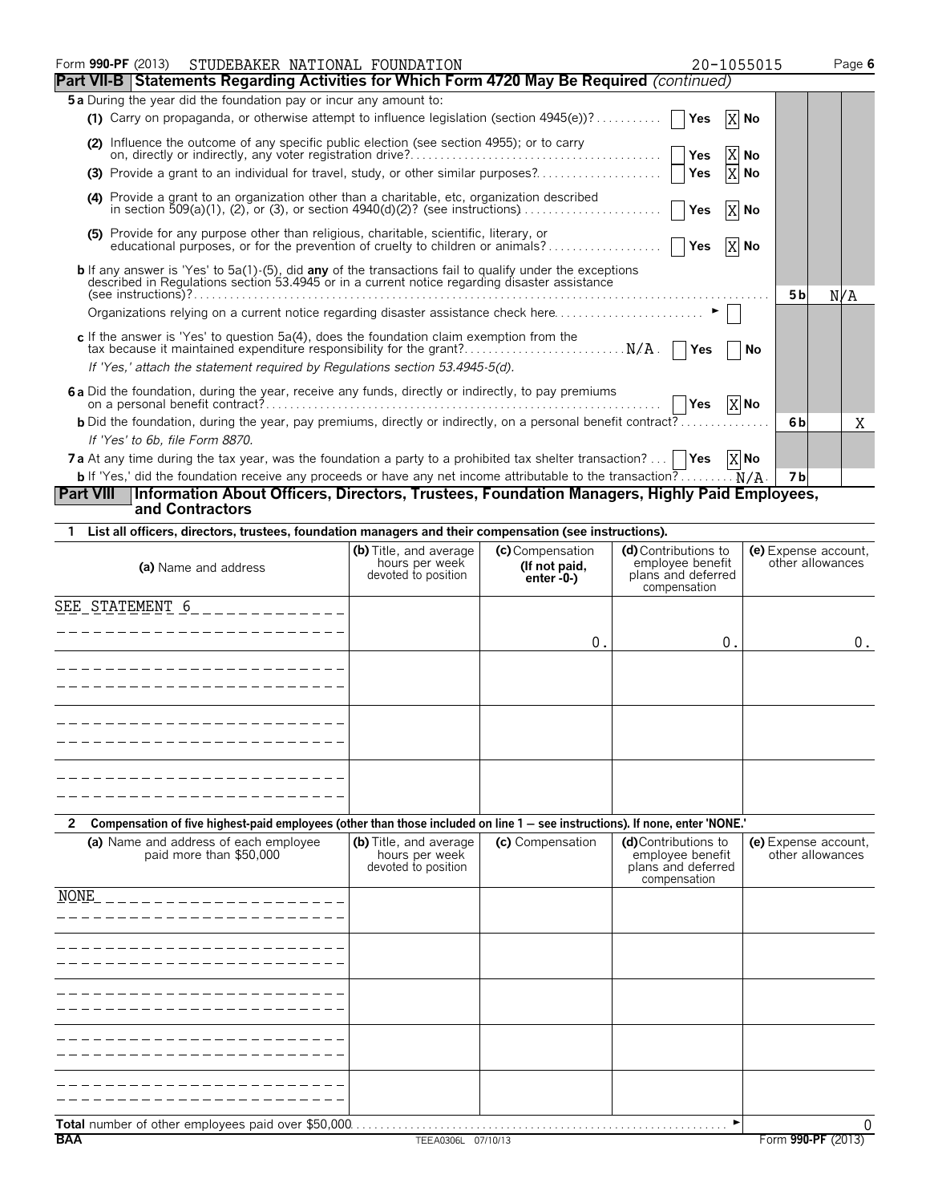Form **990-PF** (2013) STUDEBAKER NATIONAL FOUNDATION 20-1055015

**Part VII-B Statements Regarding Activities for Which Form 4720 May Be Required** *(continued)*

**5 a** During the year did the foundation pay or incur any amount to:

**(1)** Carry on propaganda, or otherwise attempt to influence legislation (section 4945(e))? ☐ Yes ☒ No

**(2)** Influence the outcome of any specific public election (see section 4955); or to carry on, directly or indirectly, any voter registration drive? ☐ Yes ☒ No

**(3)** Provide a grant to an individual for travel, study, or other similar purposes? ☐ Yes ☒ No

**(4)** Provide a grant to an organization other than a charitable, etc, organization described in section 509(a)(1), (2), or (3), or section 4940(d)(2)? (see instructions) ☐ Yes ☒ No

**(5)** Provide for any purpose other than religious, charitable, scientific, literary, or educational purposes, or for the prevention of cruelty to children or animals? ☐ Yes ☒ No

**b** If any answer is 'Yes' to 5a(1)-(5), did **any** of the transactions fail to qualify under the exceptions described in Regulations section 53.4945 or in a current notice regarding disaster assistance (see instructions)? **5b** N/A

Organizations relying on a current notice regarding disaster assistance check here ► ☐

**c** If the answer is 'Yes' to question 5a(4), does the foundation claim exemption from the tax because it maintained expenditure responsibility for the grant? N/A ☐ Yes ☐ No

*If 'Yes,' attach the statement required by Regulations section 53.4945-5(d).*

**6 a** Did the foundation, during the year, receive any funds, directly or indirectly, to pay premiums on a personal benefit contract? ☐ Yes ☒ No

**b** Did the foundation, during the year, pay premiums, directly or indirectly, on a personal benefit contract? **6b** No: X

*If 'Yes' to 6b, file Form 8870.*

**7 a** At any time during the tax year, was the foundation a party to a prohibited tax shelter transaction? ☐ Yes ☒ No

**b** If 'Yes,' did the foundation receive any proceeds or have any net income attributable to the transaction? N/A **7b**

**Part VIII Information About Officers, Directors, Trustees, Foundation Managers, Highly Paid Employees, and Contractors**

**1 List all officers, directors, trustees, foundation managers and their compensation (see instructions).**

| (a) Name and address | (b) Title, and average hours per week devoted to position | (c) Compensation (If not paid, enter -0-) | (d) Contributions to employee benefit plans and deferred compensation | (e) Expense account, other allowances |
|---|---|---|---|---|
| SEE STATEMENT 6 | | 0. | 0. | 0. |
| | | | | |
| | | | | |
| | | | | |

**2 Compensation of five highest-paid employees (other than those included on line 1 — see instructions). If none, enter 'NONE.'**

| (a) Name and address of each employee paid more than $50,000 | (b) Title, and average hours per week devoted to position | (c) Compensation | (d) Contributions to employee benefit plans and deferred compensation | (e) Expense account, other allowances |
|---|---|---|---|---|
| NONE | | | | |
| | | | | |
| | | | | |
| | | | | |
| | | | | |

**Total** number of other employees paid over $50,000 ► 0

**BAA** TEEA0306L 07/10/13 Form **990-PF** (2013)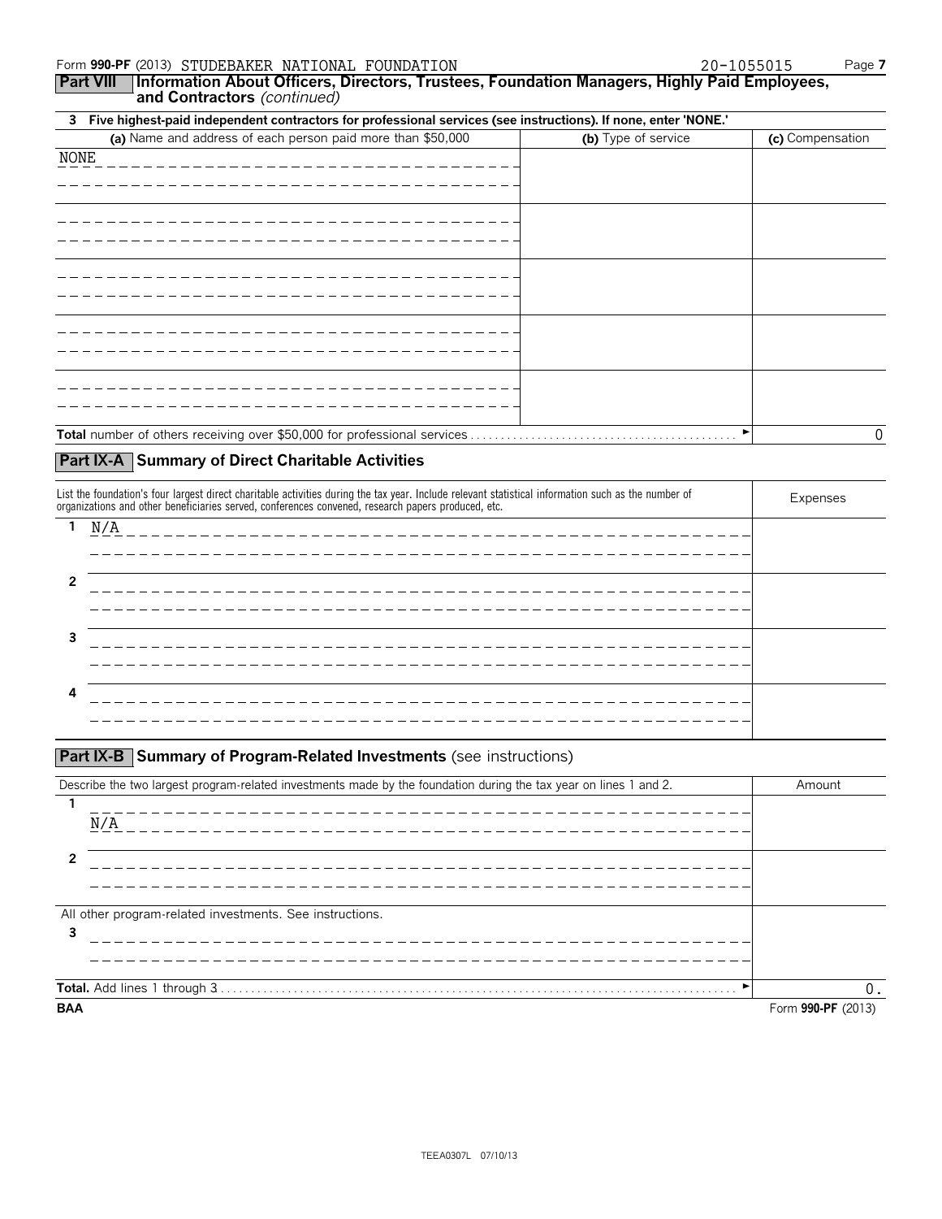Form **990-PF** (2013) STUDEBAKER NATIONAL FOUNDATION 20-1055015

**Part VIII Information About Officers, Directors, Trustees, Foundation Managers, Highly Paid Employees, and Contractors** *(continued)*

**3 Five highest-paid independent contractors for professional services (see instructions). If none, enter 'NONE.'**

| (a) Name and address of each person paid more than $50,000 | (b) Type of service | (c) Compensation |
|---|---|---|
| NONE | | |
| | | |
| | | |
| | | |
| | | |
| **Total** number of others receiving over $50,000 for professional services ► | | 0 |

## Part IX-A Summary of Direct Charitable Activities

| List the foundation's four largest direct charitable activities during the tax year. Include relevant statistical information such as the number of organizations and other beneficiaries served, conferences convened, research papers produced, etc. | Expenses |
|---|---|
| 1 N/A | |
| 2 | |
| 3 | |
| 4 | |

## Part IX-B Summary of Program-Related Investments (see instructions)

| Describe the two largest program-related investments made by the foundation during the tax year on lines 1 and 2. | Amount |
|---|---|
| 1 N/A | |
| 2 | |
| All other program-related investments. See instructions. | |
| 3 | |
| **Total.** Add lines 1 through 3 ► | 0. |

BAA Form **990-PF** (2013)

TEEA0307L 07/10/13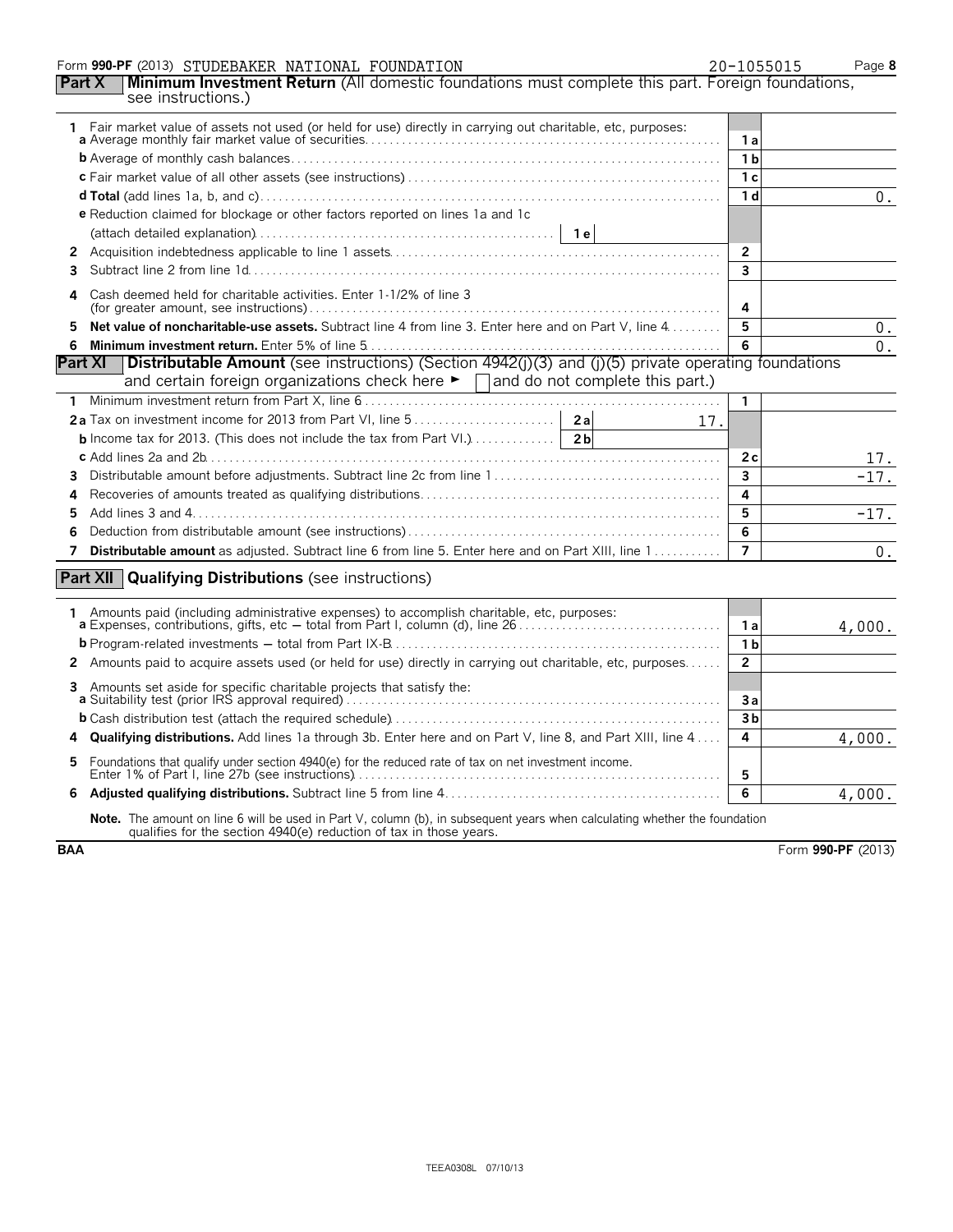Form **990-PF** (2013) STUDEBAKER NATIONAL FOUNDATION 20-1055015

## Part X Minimum Investment Return (All domestic foundations must complete this part. Foreign foundations, see instructions.)

| | | Line | Amount |
|---|---|---|---|
| 1 | Fair market value of assets not used (or held for use) directly in carrying out charitable, etc, purposes: | | |
| | **a** Average monthly fair market value of securities | 1a | |
| | **b** Average of monthly cash balances | 1b | |
| | **c** Fair market value of all other assets (see instructions) | 1c | |
| | **d Total** (add lines 1a, b, and c) | 1d | 0. |
| | **e** Reduction claimed for blockage or other factors reported on lines 1a and 1c (attach detailed explanation) — 1e | | |
| 2 | Acquisition indebtedness applicable to line 1 assets | 2 | |
| 3 | Subtract line 2 from line 1d | 3 | |
| 4 | Cash deemed held for charitable activities. Enter 1-1/2% of line 3 (for greater amount, see instructions) | 4 | |
| 5 | **Net value of noncharitable-use assets.** Subtract line 4 from line 3. Enter here and on Part V, line 4 | 5 | 0. |
| 6 | **Minimum investment return.** Enter 5% of line 5 | 6 | 0. |

## Part XI Distributable Amount (see instructions) (Section 4942(j)(3) and (j)(5) private operating foundations and certain foreign organizations check here ► ☐ and do not complete this part.)

| | | Sub-line | Sub-amount | Line | Amount |
|---|---|---|---|---|---|
| 1 | Minimum investment return from Part X, line 6 | | | 1 | |
| 2a | Tax on investment income for 2013 from Part VI, line 5 | 2a | 17. | | |
| | **b** Income tax for 2013. (This does not include the tax from Part VI.) | 2b | | | |
| | **c** Add lines 2a and 2b | | | 2c | 17. |
| 3 | Distributable amount before adjustments. Subtract line 2c from line 1 | | | 3 | -17. |
| 4 | Recoveries of amounts treated as qualifying distributions | | | 4 | |
| 5 | Add lines 3 and 4 | | | 5 | -17. |
| 6 | Deduction from distributable amount (see instructions) | | | 6 | |
| 7 | **Distributable amount** as adjusted. Subtract line 6 from line 5. Enter here and on Part XIII, line 1 | | | 7 | 0. |

## Part XII Qualifying Distributions (see instructions)

| | | Line | Amount |
|---|---|---|---|
| 1 | Amounts paid (including administrative expenses) to accomplish charitable, etc, purposes: | | |
| | **a** Expenses, contributions, gifts, etc — total from Part I, column (d), line 26 | 1a | 4,000. |
| | **b** Program-related investments — total from Part IX-B | 1b | |
| 2 | Amounts paid to acquire assets used (or held for use) directly in carrying out charitable, etc, purposes | 2 | |
| 3 | Amounts set aside for specific charitable projects that satisfy the: | | |
| | **a** Suitability test (prior IRS approval required) | 3a | |
| | **b** Cash distribution test (attach the required schedule) | 3b | |
| 4 | **Qualifying distributions.** Add lines 1a through 3b. Enter here and on Part V, line 8, and Part XIII, line 4 | 4 | 4,000. |
| 5 | Foundations that qualify under section 4940(e) for the reduced rate of tax on net investment income. Enter 1% of Part I, line 27b (see instructions) | 5 | |
| 6 | **Adjusted qualifying distributions.** Subtract line 5 from line 4 | 6 | 4,000. |

**Note.** The amount on line 6 will be used in Part V, column (b), in subsequent years when calculating whether the foundation qualifies for the section 4940(e) reduction of tax in those years.

BAA Form **990-PF** (2013)

TEEA0308L 07/10/13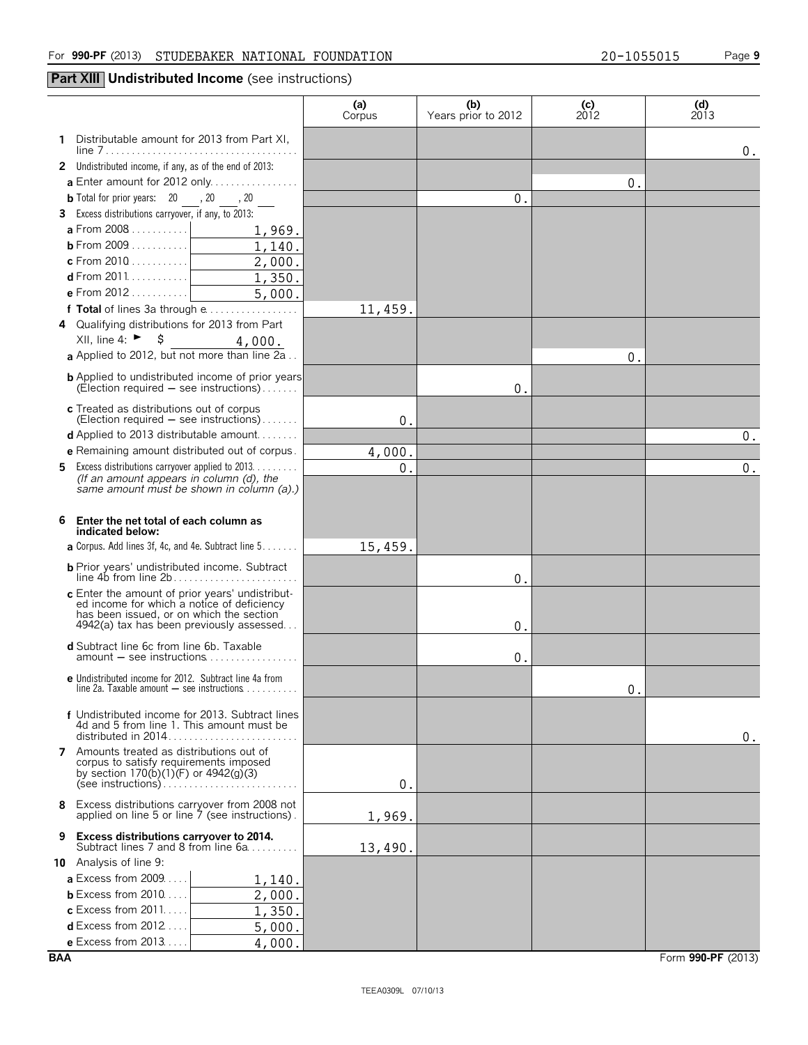Form 990-PF (2013) STUDEBAKER NATIONAL FOUNDATION 20-1055015

## Part XIII Undistributed Income (see instructions)

| | (a) Corpus | (b) Years prior to 2012 | (c) 2012 | (d) 2013 |
|---|---|---|---|---|
| **1** Distributable amount for 2013 from Part XI, line 7 | | | | 0. |
| **2** Undistributed income, if any, as of the end of 2013: | | | | |
| **a** Enter amount for 2012 only | | | 0. | |
| **b** Total for prior years: 20 ___, 20 ___, 20 ___ | | 0. | | |
| **3** Excess distributions carryover, if any, to 2013: | | | | |
| **a** From 2008 — 1,969. | | | | |
| **b** From 2009 — 1,140. | | | | |
| **c** From 2010 — 2,000. | | | | |
| **d** From 2011 — 1,350. | | | | |
| **e** From 2012 — 5,000. | | | | |
| **f Total** of lines 3a through e | 11,459. | | | |
| **4** Qualifying distributions for 2013 from Part XII, line 4: ► $ 4,000. | | | | |
| **a** Applied to 2012, but not more than line 2a | | | 0. | |
| **b** Applied to undistributed income of prior years (Election required — see instructions) | | 0. | | |
| **c** Treated as distributions out of corpus (Election required — see instructions) | 0. | | | |
| **d** Applied to 2013 distributable amount | | | | 0. |
| **e** Remaining amount distributed out of corpus | 4,000. | | | |
| **5** Excess distributions carryover applied to 2013 *(If an amount appears in column (d), the same amount must be shown in column (a).)* | 0. | | | 0. |
| **6 Enter the net total of each column as indicated below:** | | | | |
| **a** Corpus. Add lines 3f, 4c, and 4e. Subtract line 5 | 15,459. | | | |
| **b** Prior years' undistributed income. Subtract line 4b from line 2b | | 0. | | |
| **c** Enter the amount of prior years' undistributed income for which a notice of deficiency has been issued, or on which the section 4942(a) tax has been previously assessed | | 0. | | |
| **d** Subtract line 6c from line 6b. Taxable amount — see instructions | | 0. | | |
| **e** Undistributed income for 2012. Subtract line 4a from line 2a. Taxable amount — see instructions | | | 0. | |
| **f** Undistributed income for 2013. Subtract lines 4d and 5 from line 1. This amount must be distributed in 2014 | | | | 0. |
| **7** Amounts treated as distributions out of corpus to satisfy requirements imposed by section 170(b)(1)(F) or 4942(g)(3) (see instructions) | 0. | | | |
| **8** Excess distributions carryover from 2008 not applied on line 5 or line 7 (see instructions) | 1,969. | | | |
| **9 Excess distributions carryover to 2014.** Subtract lines 7 and 8 from line 6a | 13,490. | | | |
| **10** Analysis of line 9: | | | | |
| **a** Excess from 2009 — 1,140. | | | | |
| **b** Excess from 2010 — 2,000. | | | | |
| **c** Excess from 2011 — 1,350. | | | | |
| **d** Excess from 2012 — 5,000. | | | | |
| **e** Excess from 2013 — 4,000. | | | | |

BAA Form **990-PF** (2013)

TEEA0309L 07/10/13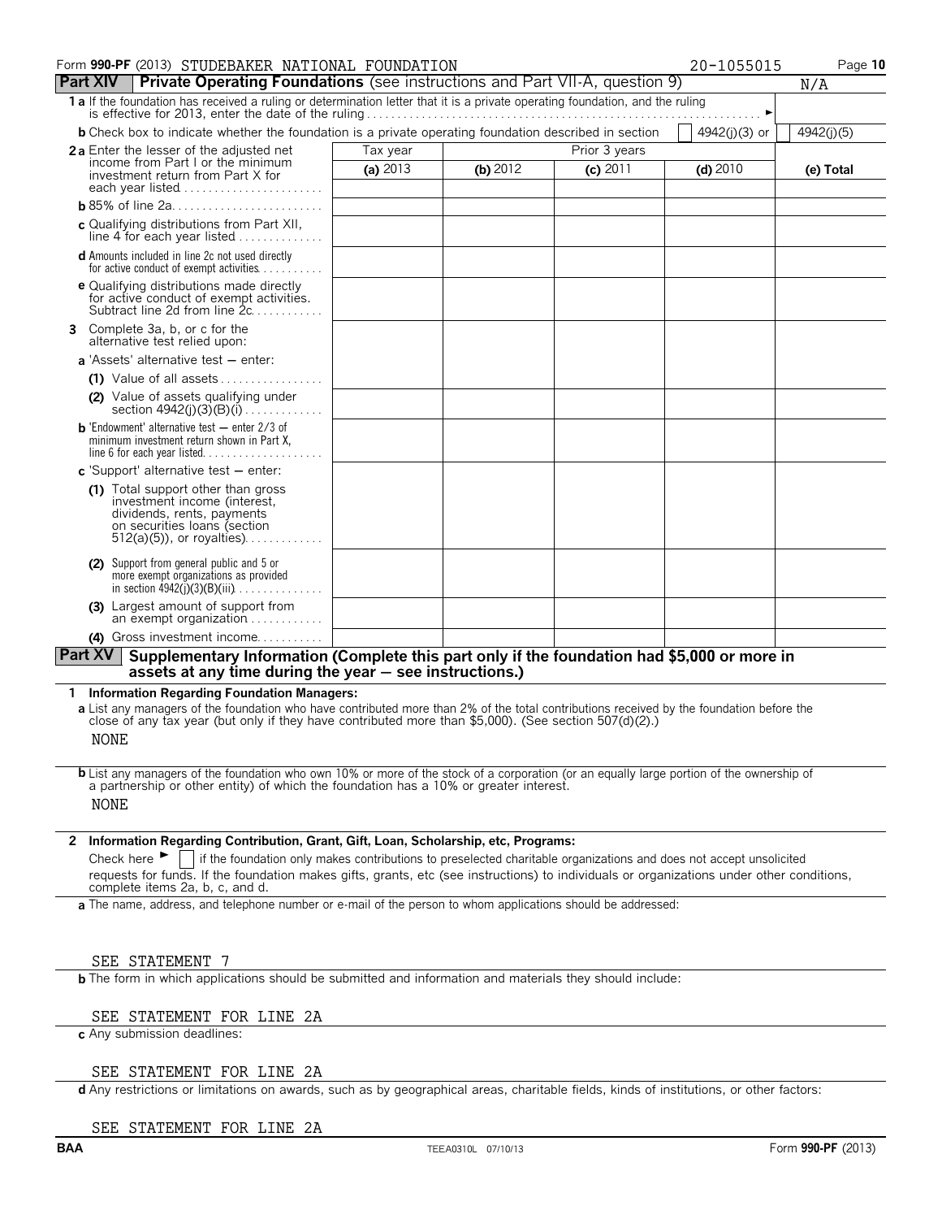Form **990-PF** (2013) STUDEBAKER NATIONAL FOUNDATION 20-1055015

## Part XIV — Private Operating Foundations (see instructions and Part VII-A, question 9) N/A

**1 a** If the foundation has received a ruling or determination letter that it is a private operating foundation, and the ruling is effective for 2013, enter the date of the ruling ►

**b** Check box to indicate whether the foundation is a private operating foundation described in section ☐ 4942(j)(3) or ☐ 4942(j)(5)

| | Tax year | Prior 3 years | | | |
|---|---|---|---|---|---|
| | **(a)** 2013 | **(b)** 2012 | **(c)** 2011 | **(d)** 2010 | **(e) Total** |
| **2 a** Enter the lesser of the adjusted net income from Part I or the minimum investment return from Part X for each year listed | | | | | |
| **b** 85% of line 2a | | | | | |
| **c** Qualifying distributions from Part XII, line 4 for each year listed | | | | | |
| **d** Amounts included in line 2c not used directly for active conduct of exempt activities | | | | | |
| **e** Qualifying distributions made directly for active conduct of exempt activities. Subtract line 2d from line 2c | | | | | |
| **3** Complete 3a, b, or c for the alternative test relied upon: | | | | | |
| **a** 'Assets' alternative test — enter: | | | | | |
| **(1)** Value of all assets | | | | | |
| **(2)** Value of assets qualifying under section 4942(j)(3)(B)(i) | | | | | |
| **b** 'Endowment' alternative test — enter 2/3 of minimum investment return shown in Part X, line 6 for each year listed | | | | | |
| **c** 'Support' alternative test — enter: | | | | | |
| **(1)** Total support other than gross investment income (interest, dividends, rents, payments on securities loans (section 512(a)(5)), or royalties) | | | | | |
| **(2)** Support from general public and 5 or more exempt organizations as provided in section 4942(j)(3)(B)(iii) | | | | | |
| **(3)** Largest amount of support from an exempt organization | | | | | |
| **(4)** Gross investment income | | | | | |

## Part XV — Supplementary Information (Complete this part only if the foundation had $5,000 or more in assets at any time during the year — see instructions.)

**1 Information Regarding Foundation Managers:**

**a** List any managers of the foundation who have contributed more than 2% of the total contributions received by the foundation before the close of any tax year (but only if they have contributed more than $5,000). (See section 507(d)(2).)

NONE

**b** List any managers of the foundation who own 10% or more of the stock of a corporation (or an equally large portion of the ownership of a partnership or other entity) of which the foundation has a 10% or greater interest.

NONE

**2 Information Regarding Contribution, Grant, Gift, Loan, Scholarship, etc, Programs:**

Check here ► ☐ if the foundation only makes contributions to preselected charitable organizations and does not accept unsolicited requests for funds. If the foundation makes gifts, grants, etc (see instructions) to individuals or organizations under other conditions, complete items 2a, b, c, and d.

**a** The name, address, and telephone number or e-mail of the person to whom applications should be addressed:

SEE STATEMENT 7

**b** The form in which applications should be submitted and information and materials they should include:

SEE STATEMENT FOR LINE 2A

**c** Any submission deadlines:

SEE STATEMENT FOR LINE 2A

**d** Any restrictions or limitations on awards, such as by geographical areas, charitable fields, kinds of institutions, or other factors:

SEE STATEMENT FOR LINE 2A

BAA TEEA0310L 07/10/13 Form **990-PF** (2013)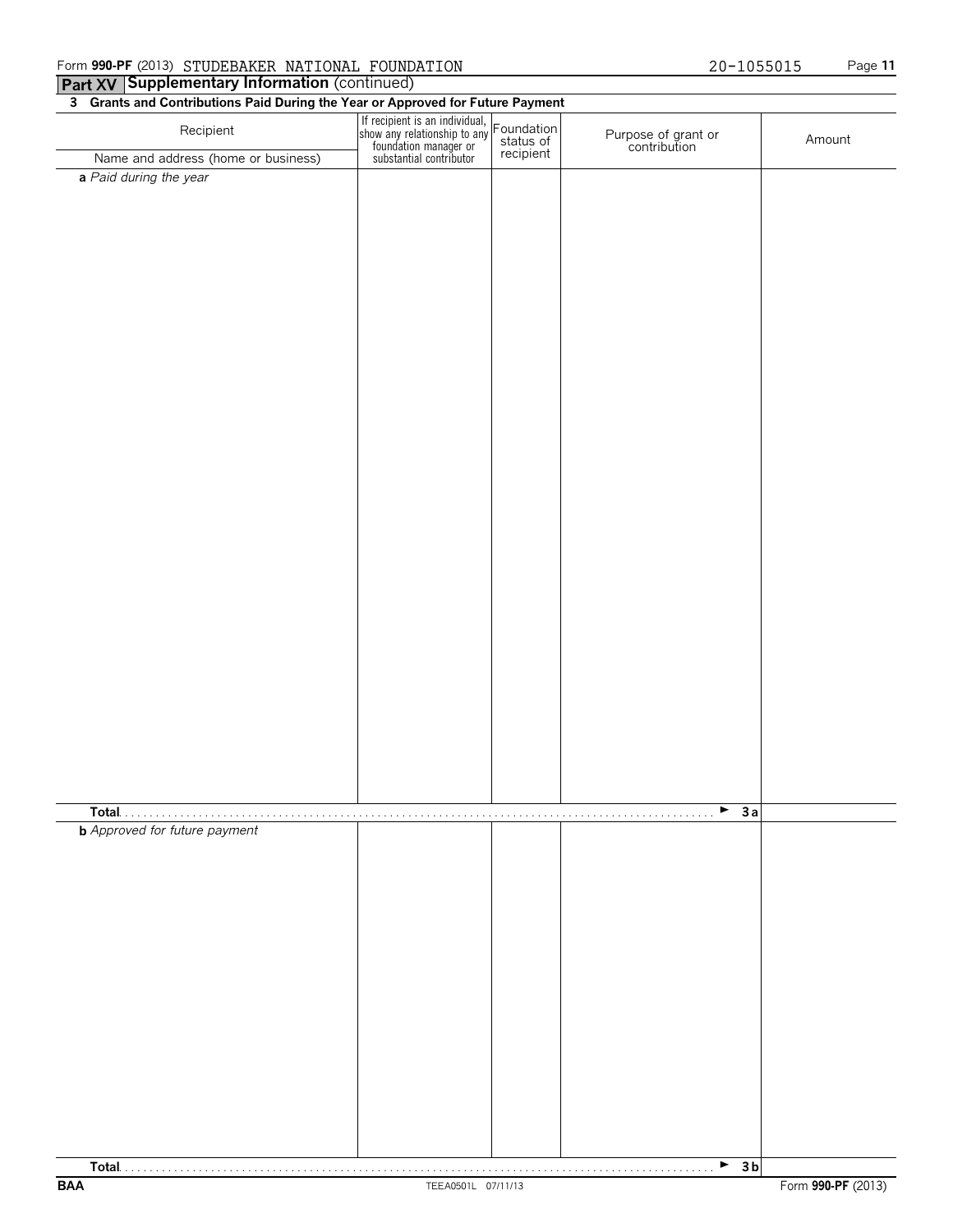Form **990-PF** (2013) STUDEBAKER NATIONAL FOUNDATION 20-1055015

## Part XV Supplementary Information (continued)

**3 Grants and Contributions Paid During the Year or Approved for Future Payment**

| Recipient<br>Name and address (home or business) | If recipient is an individual, show any relationship to any foundation manager or substantial contributor | Foundation status of recipient | Purpose of grant or contribution | Amount |
|---|---|---|---|---|
| *a Paid during the year* | | | | |
| **Total** . . . . . . . . . . ► **3a** | | | | |
| *b Approved for future payment* | | | | |
| **Total** . . . . . . . . . . ► **3b** | | | | |

BAA TEEA0501L 07/11/13 Form **990-PF** (2013)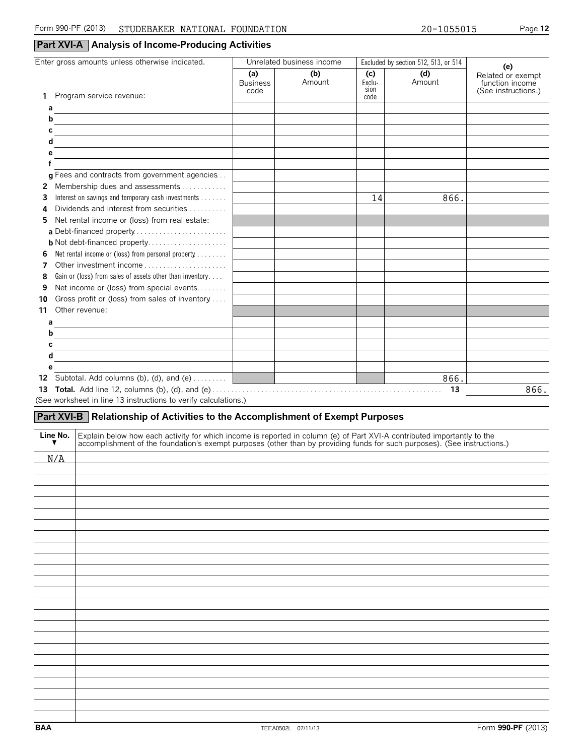Form 990-PF (2013) STUDEBAKER NATIONAL FOUNDATION 20-1055015

## Part XVI-A Analysis of Income-Producing Activities

| Enter gross amounts unless otherwise indicated. | Unrelated business income | | Excluded by section 512, 513, or 514 | | (e) Related or exempt function income (See instructions.) |
|---|---|---|---|---|---|
| | (a) Business code | (b) Amount | (c) Exclusion code | (d) Amount | |
| 1 Program service revenue: | | | | | |
| a | | | | | |
| b | | | | | |
| c | | | | | |
| d | | | | | |
| e | | | | | |
| f | | | | | |
| g Fees and contracts from government agencies | | | | | |
| 2 Membership dues and assessments | | | | | |
| 3 Interest on savings and temporary cash investments | | | 14 | 866. | |
| 4 Dividends and interest from securities | | | | | |
| 5 Net rental income or (loss) from real estate: | | | | | |
| a Debt-financed property | | | | | |
| b Not debt-financed property | | | | | |
| 6 Net rental income or (loss) from personal property | | | | | |
| 7 Other investment income | | | | | |
| 8 Gain or (loss) from sales of assets other than inventory | | | | | |
| 9 Net income or (loss) from special events | | | | | |
| 10 Gross profit or (loss) from sales of inventory | | | | | |
| 11 Other revenue: | | | | | |
| a | | | | | |
| b | | | | | |
| c | | | | | |
| d | | | | | |
| e | | | | | |
| 12 Subtotal. Add columns (b), (d), and (e) | | | | 866. | |
| **13 Total.** Add line 12, columns (b), (d), and (e) | | | | 13 | 866. |

(See worksheet in line 13 instructions to verify calculations.)

## Part XVI-B Relationship of Activities to the Accomplishment of Exempt Purposes

| Line No. ▼ | Explain below how each activity for which income is reported in column (e) of Part XVI-A contributed importantly to the accomplishment of the foundation's exempt purposes (other than by providing funds for such purposes). (See instructions.) |
|---|---|
| N/A | |

BAA TEEA0502L 07/11/13 Form **990-PF** (2013)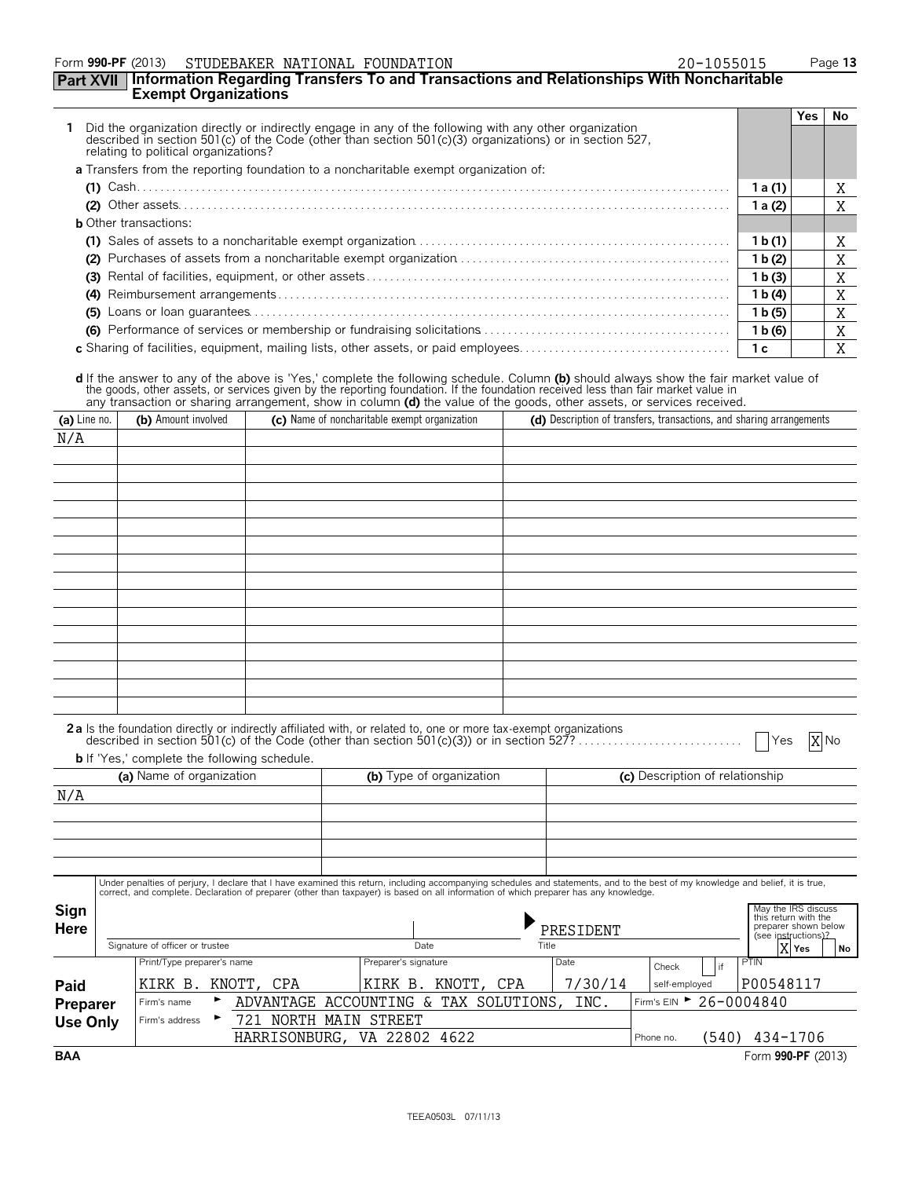Form **990-PF** (2013) STUDEBAKER NATIONAL FOUNDATION 20-1055015

**Part XVII Information Regarding Transfers To and Transactions and Relationships With Noncharitable Exempt Organizations**

| | | Yes | No |
|---|---|---|---|
| **1** Did the organization directly or indirectly engage in any of the following with any other organization described in section 501(c) of the Code (other than section 501(c)(3) organizations) or in section 527, relating to political organizations? | | | |
| **a** Transfers from the reporting foundation to a noncharitable exempt organization of: | | | |
| **(1)** Cash | 1 a (1) | | X |
| **(2)** Other assets | 1 a (2) | | X |
| **b** Other transactions: | | | |
| **(1)** Sales of assets to a noncharitable exempt organization | 1 b (1) | | X |
| **(2)** Purchases of assets from a noncharitable exempt organization | 1 b (2) | | X |
| **(3)** Rental of facilities, equipment, or other assets | 1 b (3) | | X |
| **(4)** Reimbursement arrangements | 1 b (4) | | X |
| **(5)** Loans or loan guarantees | 1 b (5) | | X |
| **(6)** Performance of services or membership or fundraising solicitations | 1 b (6) | | X |
| **c** Sharing of facilities, equipment, mailing lists, other assets, or paid employees | 1 c | | X |

**d** If the answer to any of the above is 'Yes,' complete the following schedule. Column **(b)** should always show the fair market value of the goods, other assets, or services given by the reporting foundation. If the foundation received less than fair market value in any transaction or sharing arrangement, show in column **(d)** the value of the goods, other assets, or services received.

| (a) Line no. | (b) Amount involved | (c) Name of noncharitable exempt organization | (d) Description of transfers, transactions, and sharing arrangements |
|---|---|---|---|
| N/A | | | |

**2 a** Is the foundation directly or indirectly affiliated with, or related to, one or more tax-exempt organizations described in section 501(c) of the Code (other than section 501(c)(3)) or in section 527? ☐ Yes ☒ No

**b** If 'Yes,' complete the following schedule.

| (a) Name of organization | (b) Type of organization | (c) Description of relationship |
|---|---|---|
| N/A | | |

**Sign Here**

Under penalties of perjury, I declare that I have examined this return, including accompanying schedules and statements, and to the best of my knowledge and belief, it is true, correct, and complete. Declaration of preparer (other than taxpayer) is based on all information of which preparer has any knowledge.

| Signature of officer or trustee | Date | Title |
|---|---|---|
| | | PRESIDENT |

May the IRS discuss this return with the preparer shown below (see instructions)? ☒ Yes ☐ No

**Paid Preparer Use Only**

| Print/Type preparer's name | Preparer's signature | Date | Check ☐ if self-employed | PTIN |
|---|---|---|---|---|
| KIRK B. KNOTT, CPA | KIRK B. KNOTT, CPA | 7/30/14 | | P00548117 |

Firm's name ► ADVANTAGE ACCOUNTING & TAX SOLUTIONS, INC. Firm's EIN ► 26-0004840

Firm's address ► 721 NORTH MAIN STREET HARRISONBURG, VA 22802 4622 Phone no. (540) 434-1706

BAA Form **990-PF** (2013)

TEEA0503L 07/11/13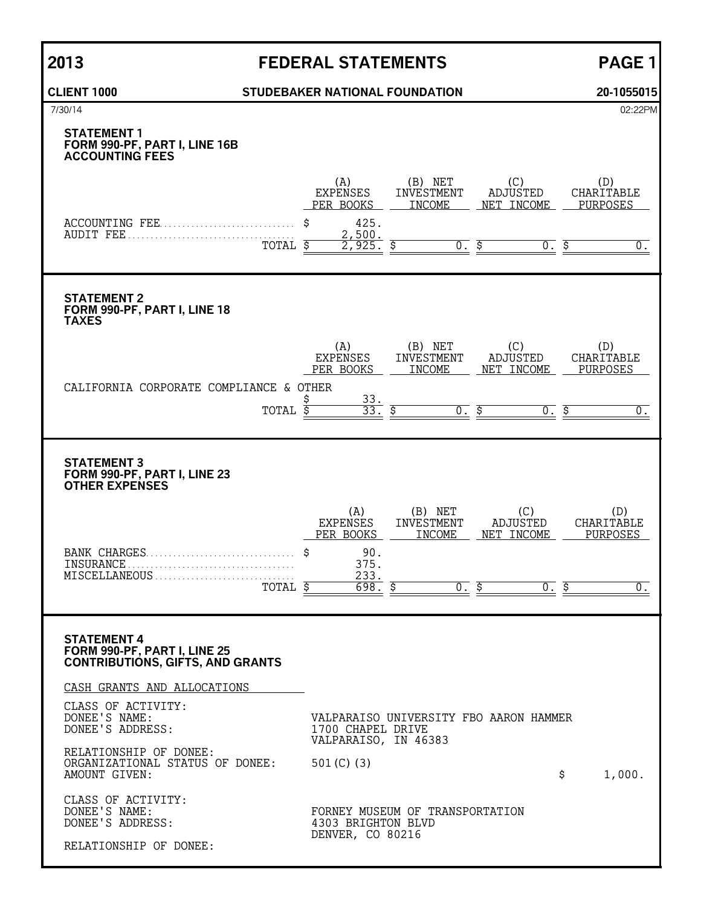# 2013 FEDERAL STATEMENTS

**CLIENT 1000** **STUDEBAKER NATIONAL FOUNDATION** **20-1055015**

7/30/14 02:22PM

### STATEMENT 1
### FORM 990-PF, PART I, LINE 16B
### ACCOUNTING FEES

| | (A) EXPENSES PER BOOKS | (B) NET INVESTMENT INCOME | (C) ADJUSTED NET INCOME | (D) CHARITABLE PURPOSES |
|---|---|---|---|---|
| ACCOUNTING FEE | $ 425. | | | |
| AUDIT FEE | 2,500. | | | |
| TOTAL | $ 2,925. | $ 0. | $ 0. | $ 0. |

### STATEMENT 2
### FORM 990-PF, PART I, LINE 18
### TAXES

| | (A) EXPENSES PER BOOKS | (B) NET INVESTMENT INCOME | (C) ADJUSTED NET INCOME | (D) CHARITABLE PURPOSES |
|---|---|---|---|---|
| CALIFORNIA CORPORATE COMPLIANCE & OTHER | $ 33. | | | |
| TOTAL | $ 33. | $ 0. | $ 0. | $ 0. |

### STATEMENT 3
### FORM 990-PF, PART I, LINE 23
### OTHER EXPENSES

| | (A) EXPENSES PER BOOKS | (B) NET INVESTMENT INCOME | (C) ADJUSTED NET INCOME | (D) CHARITABLE PURPOSES |
|---|---|---|---|---|
| BANK CHARGES | $ 90. | | | |
| INSURANCE | 375. | | | |
| MISCELLANEOUS | 233. | | | |
| TOTAL | $ 698. | $ 0. | $ 0. | $ 0. |

### STATEMENT 4
### FORM 990-PF, PART I, LINE 25
### CONTRIBUTIONS, GIFTS, AND GRANTS

CASH GRANTS AND ALLOCATIONS

CLASS OF ACTIVITY:
DONEE'S NAME: VALPARAISO UNIVERSITY FBO AARON HAMMER
DONEE'S ADDRESS: 1700 CHAPEL DRIVE
VALPARAISO, IN 46383
RELATIONSHIP OF DONEE:
ORGANIZATIONAL STATUS OF DONEE: 501(C)(3)
AMOUNT GIVEN: $ 1,000.

CLASS OF ACTIVITY:
DONEE'S NAME: FORNEY MUSEUM OF TRANSPORTATION
DONEE'S ADDRESS: 4303 BRIGHTON BLVD
DENVER, CO 80216
RELATIONSHIP OF DONEE: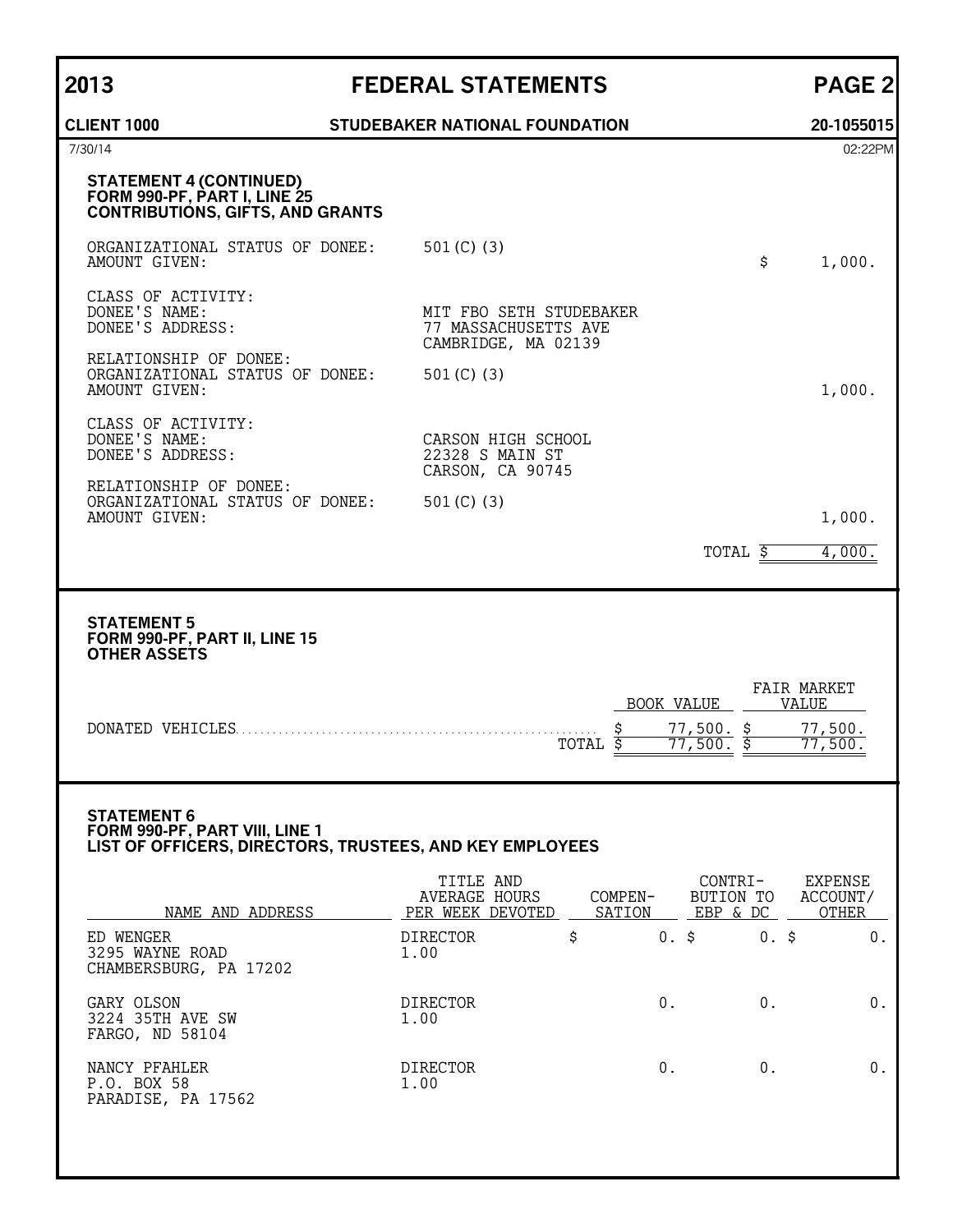**2013 FEDERAL STATEMENTS PAGE 2**

**CLIENT 1000 STUDEBAKER NATIONAL FOUNDATION 20-1055015**

7/30/14 02:22PM

### STATEMENT 4 (CONTINUED)
### FORM 990-PF, PART I, LINE 25
### CONTRIBUTIONS, GIFTS, AND GRANTS

ORGANIZATIONAL STATUS OF DONEE: 501(C)(3)
AMOUNT GIVEN: $ 1,000.

CLASS OF ACTIVITY:
DONEE'S NAME: MIT FBO SETH STUDEBAKER
DONEE'S ADDRESS: 77 MASSACHUSETTS AVE
CAMBRIDGE, MA 02139
RELATIONSHIP OF DONEE:
ORGANIZATIONAL STATUS OF DONEE: 501(C)(3)
AMOUNT GIVEN: 1,000.

CLASS OF ACTIVITY:
DONEE'S NAME: CARSON HIGH SCHOOL
DONEE'S ADDRESS: 22328 S MAIN ST
CARSON, CA 90745
RELATIONSHIP OF DONEE:
ORGANIZATIONAL STATUS OF DONEE: 501(C)(3)
AMOUNT GIVEN: 1,000.

TOTAL $ 4,000.

### STATEMENT 5
### FORM 990-PF, PART II, LINE 15
### OTHER ASSETS

| | BOOK VALUE | FAIR MARKET VALUE |
|---|---|---|
| DONATED VEHICLES | $ 77,500. | $ 77,500. |
| TOTAL | $ 77,500. | $ 77,500. |

### STATEMENT 6
### FORM 990-PF, PART VIII, LINE 1
### LIST OF OFFICERS, DIRECTORS, TRUSTEES, AND KEY EMPLOYEES

| NAME AND ADDRESS | TITLE AND AVERAGE HOURS PER WEEK DEVOTED | COMPEN-SATION | CONTRI-BUTION TO EBP & DC | EXPENSE ACCOUNT/ OTHER |
|---|---|---|---|---|
| ED WENGER<br>3295 WAYNE ROAD<br>CHAMBERSBURG, PA 17202 | DIRECTOR<br>1.00 | $ 0. | $ 0. | $ 0. |
| GARY OLSON<br>3224 35TH AVE SW<br>FARGO, ND 58104 | DIRECTOR<br>1.00 | 0. | 0. | 0. |
| NANCY PFAHLER<br>P.O. BOX 58<br>PARADISE, PA 17562 | DIRECTOR<br>1.00 | 0. | 0. | 0. |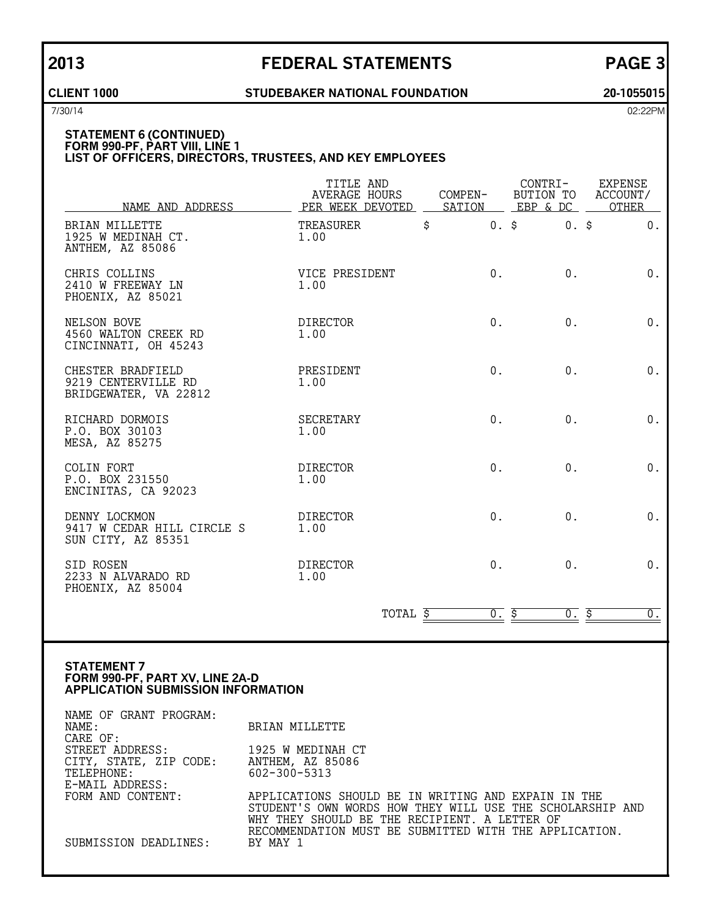**2013 FEDERAL STATEMENTS PAGE 3**

**CLIENT 1000 STUDEBAKER NATIONAL FOUNDATION 20-1055015**

7/30/14 02:22PM

### STATEMENT 6 (CONTINUED)
### FORM 990-PF, PART VIII, LINE 1
### LIST OF OFFICERS, DIRECTORS, TRUSTEES, AND KEY EMPLOYEES

| NAME AND ADDRESS | TITLE AND AVERAGE HOURS PER WEEK DEVOTED | COMPEN-SATION | CONTRI-BUTION TO EBP & DC | EXPENSE ACCOUNT/ OTHER |
|---|---|---|---|---|
| BRIAN MILLETTE<br>1925 W MEDINAH CT.<br>ANTHEM, AZ 85086 | TREASURER<br>1.00 | $ 0. | $ 0. | $ 0. |
| CHRIS COLLINS<br>2410 W FREEWAY LN<br>PHOENIX, AZ 85021 | VICE PRESIDENT<br>1.00 | 0. | 0. | 0. |
| NELSON BOVE<br>4560 WALTON CREEK RD<br>CINCINNATI, OH 45243 | DIRECTOR<br>1.00 | 0. | 0. | 0. |
| CHESTER BRADFIELD<br>9219 CENTERVILLE RD<br>BRIDGEWATER, VA 22812 | PRESIDENT<br>1.00 | 0. | 0. | 0. |
| RICHARD DORMOIS<br>P.O. BOX 30103<br>MESA, AZ 85275 | SECRETARY<br>1.00 | 0. | 0. | 0. |
| COLIN FORT<br>P.O. BOX 231550<br>ENCINITAS, CA 92023 | DIRECTOR<br>1.00 | 0. | 0. | 0. |
| DENNY LOCKMON<br>9417 W CEDAR HILL CIRCLE S<br>SUN CITY, AZ 85351 | DIRECTOR<br>1.00 | 0. | 0. | 0. |
| SID ROSEN<br>2233 N ALVARADO RD<br>PHOENIX, AZ 85004 | DIRECTOR<br>1.00 | 0. | 0. | 0. |
| | TOTAL | $ 0. | $ 0. | $ 0. |

### STATEMENT 7
### FORM 990-PF, PART XV, LINE 2A-D
### APPLICATION SUBMISSION INFORMATION

| | |
|---|---|
| NAME OF GRANT PROGRAM: | |
| NAME: | BRIAN MILLETTE |
| CARE OF: | |
| STREET ADDRESS: | 1925 W MEDINAH CT |
| CITY, STATE, ZIP CODE: | ANTHEM, AZ 85086 |
| TELEPHONE: | 602-300-5313 |
| E-MAIL ADDRESS: | |
| FORM AND CONTENT: | APPLICATIONS SHOULD BE IN WRITING AND EXPAIN IN THE STUDENT'S OWN WORDS HOW THEY WILL USE THE SCHOLARSHIP AND WHY THEY SHOULD BE THE RECIPIENT. A LETTER OF RECOMMENDATION MUST BE SUBMITTED WITH THE APPLICATION. |
| SUBMISSION DEADLINES: | BY MAY 1 |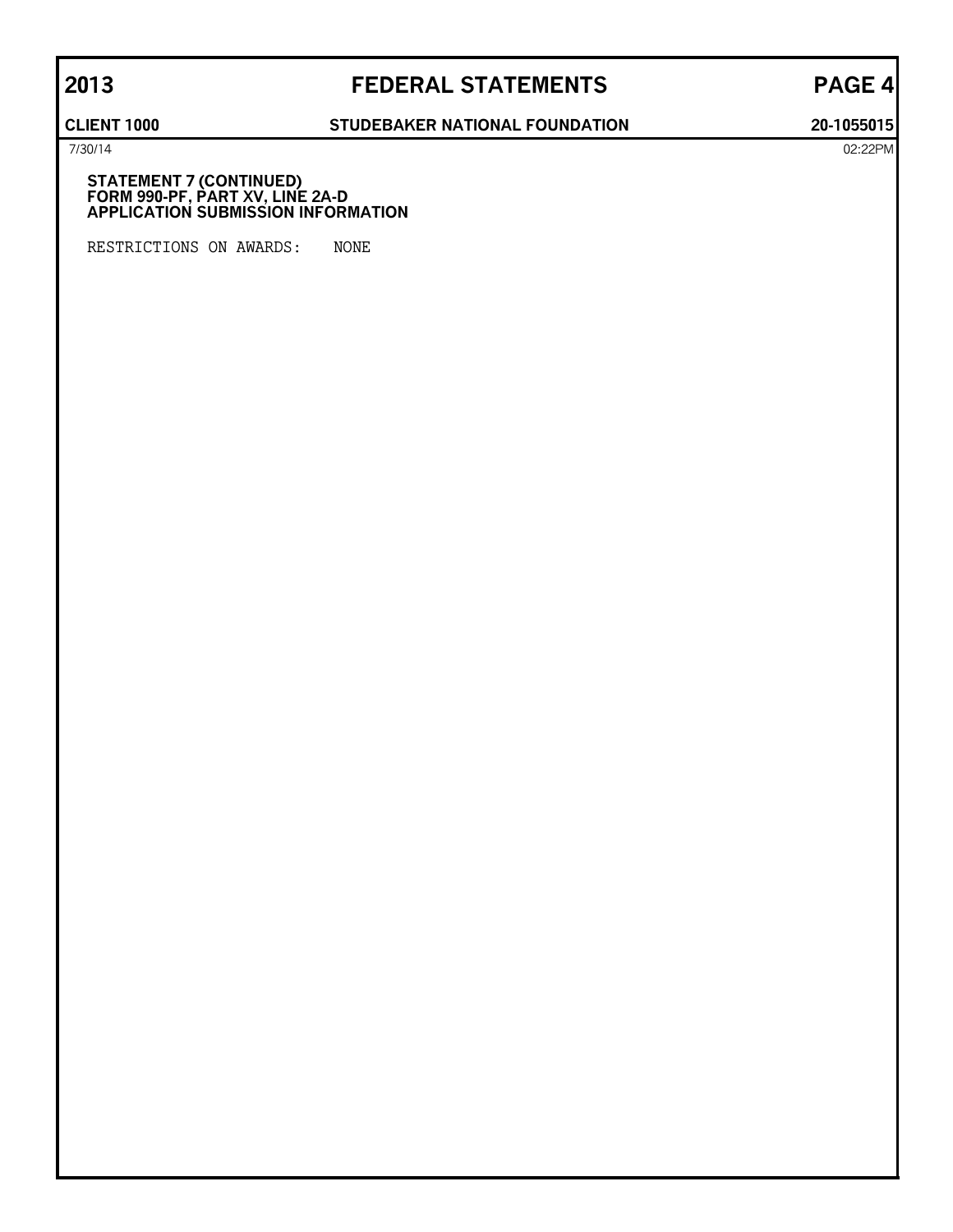**STATEMENT 7 (CONTINUED)**
**FORM 990-PF, PART XV, LINE 2A-D**
**APPLICATION SUBMISSION INFORMATION**

RESTRICTIONS ON AWARDS: NONE